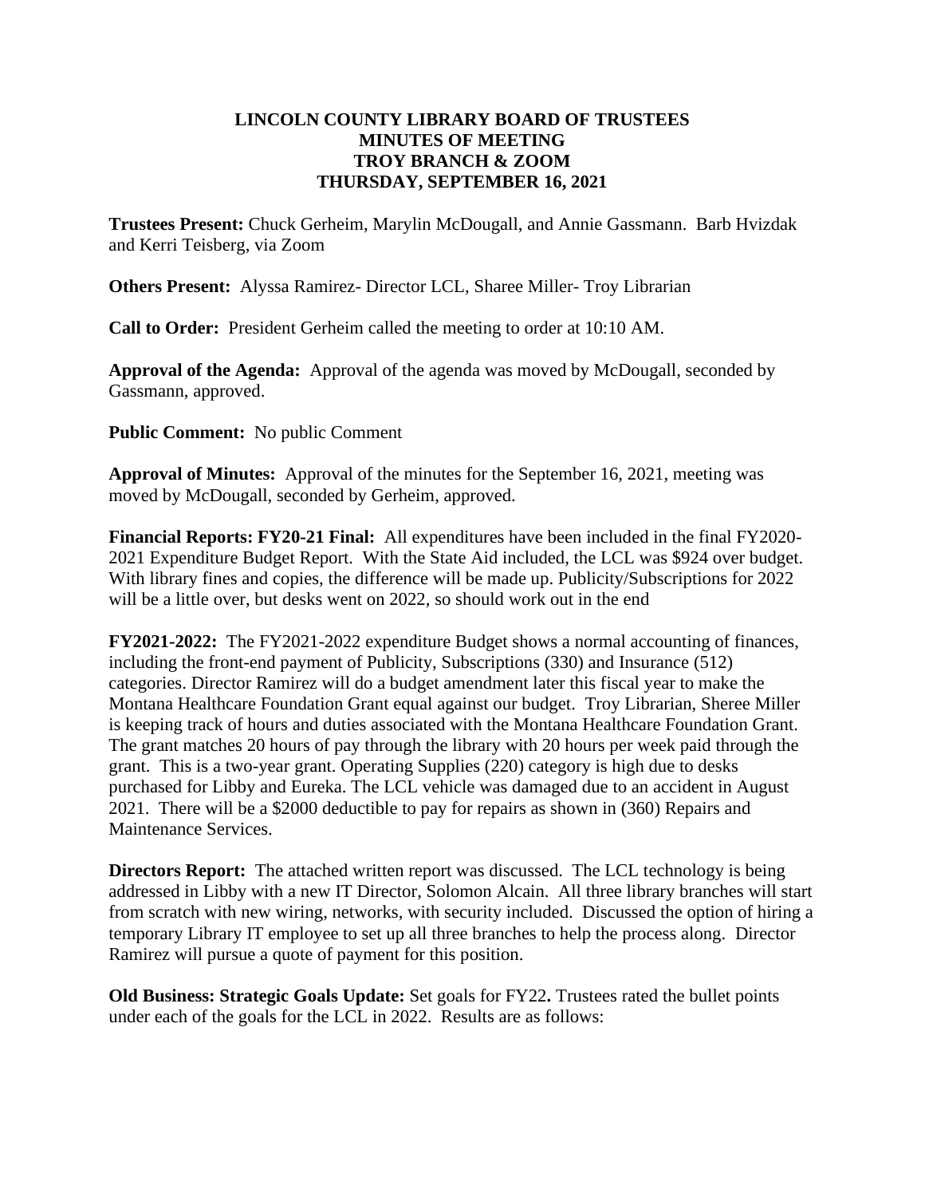**LINCOLN COUNTY LIBRARY BOARD OF TRUSTEES**
**MINUTES OF MEETING**
**TROY BRANCH & ZOOM**
**THURSDAY, SEPTEMBER 16, 2021**

**Trustees Present:** Chuck Gerheim, Marylin McDougall, and Annie Gassmann. Barb Hvizdak and Kerri Teisberg, via Zoom

**Others Present:** Alyssa Ramirez- Director LCL, Sharee Miller- Troy Librarian

**Call to Order:** President Gerheim called the meeting to order at 10:10 AM.

**Approval of the Agenda:** Approval of the agenda was moved by McDougall, seconded by Gassmann, approved.

**Public Comment:** No public Comment

**Approval of Minutes:** Approval of the minutes for the September 16, 2021, meeting was moved by McDougall, seconded by Gerheim, approved.

**Financial Reports: FY20-21 Final:** All expenditures have been included in the final FY2020-2021 Expenditure Budget Report. With the State Aid included, the LCL was $924 over budget. With library fines and copies, the difference will be made up. Publicity/Subscriptions for 2022 will be a little over, but desks went on 2022, so should work out in the end

**FY2021-2022:** The FY2021-2022 expenditure Budget shows a normal accounting of finances, including the front-end payment of Publicity, Subscriptions (330) and Insurance (512) categories. Director Ramirez will do a budget amendment later this fiscal year to make the Montana Healthcare Foundation Grant equal against our budget. Troy Librarian, Sheree Miller is keeping track of hours and duties associated with the Montana Healthcare Foundation Grant. The grant matches 20 hours of pay through the library with 20 hours per week paid through the grant. This is a two-year grant. Operating Supplies (220) category is high due to desks purchased for Libby and Eureka. The LCL vehicle was damaged due to an accident in August 2021. There will be a $2000 deductible to pay for repairs as shown in (360) Repairs and Maintenance Services.

**Directors Report:** The attached written report was discussed. The LCL technology is being addressed in Libby with a new IT Director, Solomon Alcain. All three library branches will start from scratch with new wiring, networks, with security included. Discussed the option of hiring a temporary Library IT employee to set up all three branches to help the process along. Director Ramirez will pursue a quote of payment for this position.

**Old Business: Strategic Goals Update:** Set goals for FY22**.** Trustees rated the bullet points under each of the goals for the LCL in 2022. Results are as follows: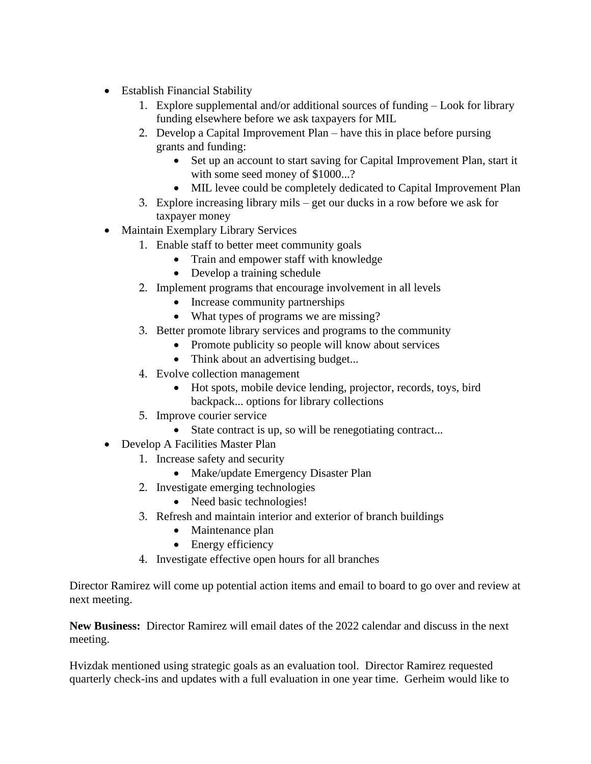- Establish Financial Stability
    1. Explore supplemental and/or additional sources of funding – Look for library funding elsewhere before we ask taxpayers for MIL
    2. Develop a Capital Improvement Plan – have this in place before pursing grants and funding:
        - Set up an account to start saving for Capital Improvement Plan, start it with some seed money of $1000...?
        - MIL levee could be completely dedicated to Capital Improvement Plan
    3. Explore increasing library mils – get our ducks in a row before we ask for taxpayer money
- Maintain Exemplary Library Services
    1. Enable staff to better meet community goals
        - Train and empower staff with knowledge
        - Develop a training schedule
    2. Implement programs that encourage involvement in all levels
        - Increase community partnerships
        - What types of programs we are missing?
    3. Better promote library services and programs to the community
        - Promote publicity so people will know about services
        - Think about an advertising budget...
    4. Evolve collection management
        - Hot spots, mobile device lending, projector, records, toys, bird backpack... options for library collections
    5. Improve courier service
        - State contract is up, so will be renegotiating contract...
- Develop A Facilities Master Plan
    1. Increase safety and security
        - Make/update Emergency Disaster Plan
    2. Investigate emerging technologies
        - Need basic technologies!
    3. Refresh and maintain interior and exterior of branch buildings
        - Maintenance plan
        - Energy efficiency
    4. Investigate effective open hours for all branches

Director Ramirez will come up potential action items and email to board to go over and review at next meeting.

**New Business:** Director Ramirez will email dates of the 2022 calendar and discuss in the next meeting.

Hvizdak mentioned using strategic goals as an evaluation tool. Director Ramirez requested quarterly check-ins and updates with a full evaluation in one year time. Gerheim would like to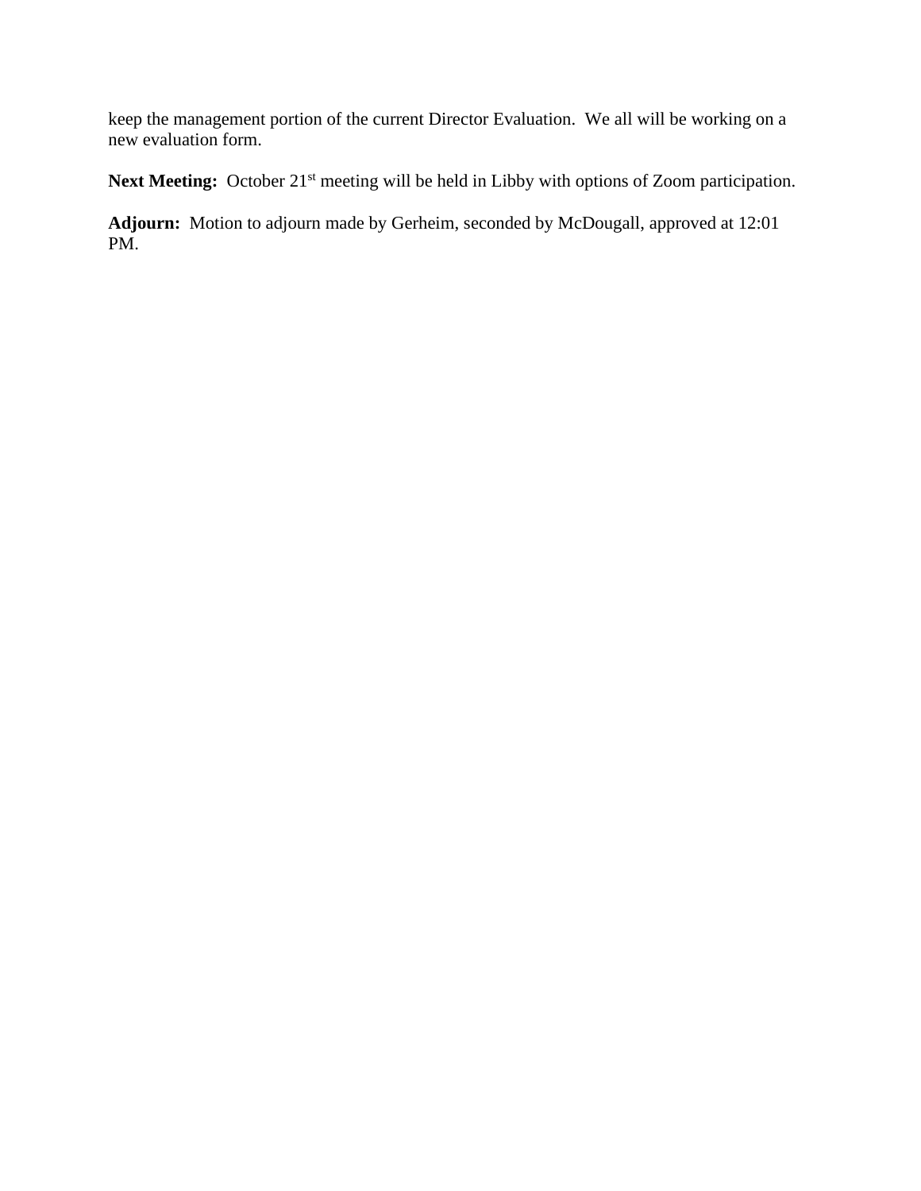keep the management portion of the current Director Evaluation. We all will be working on a new evaluation form.

**Next Meeting:** October 21st meeting will be held in Libby with options of Zoom participation.

**Adjourn:** Motion to adjourn made by Gerheim, seconded by McDougall, approved at 12:01 PM.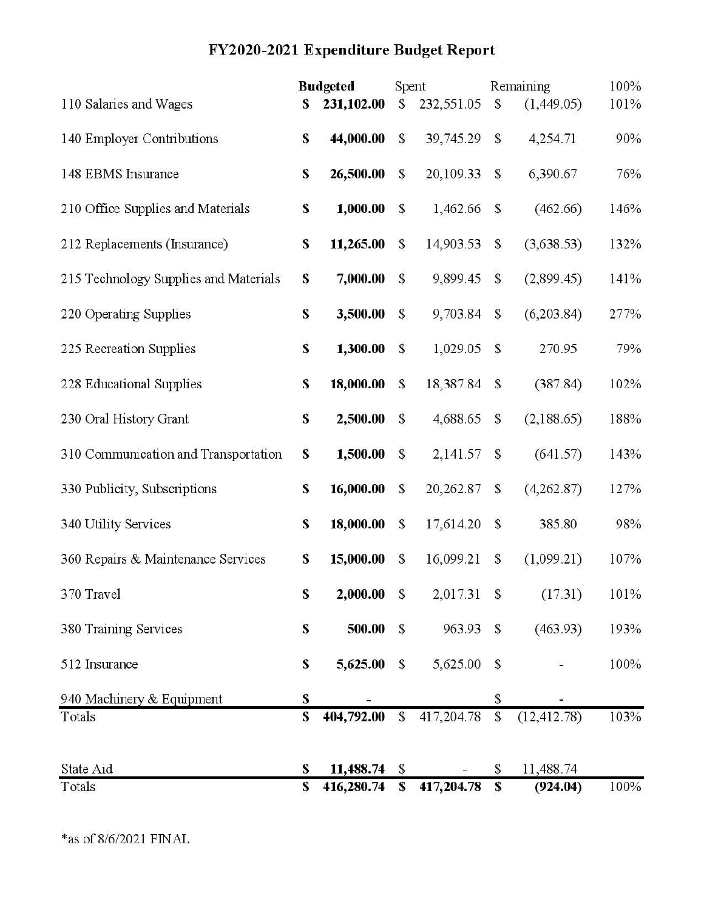# FY2020-2021 Expenditure Budget Report

| | Budgeted | Spent | Remaining | 100% |
|---|---|---|---|---|
| 110 Salaries and Wages | **$ 231,102.00** | $ 232,551.05 | $ (1,449.05) | 101% |
| 140 Employer Contributions | **$ 44,000.00** | $ 39,745.29 | $ 4,254.71 | 90% |
| 148 EBMS Insurance | **$ 26,500.00** | $ 20,109.33 | $ 6,390.67 | 76% |
| 210 Office Supplies and Materials | **$ 1,000.00** | $ 1,462.66 | $ (462.66) | 146% |
| 212 Replacements (Insurance) | **$ 11,265.00** | $ 14,903.53 | $ (3,638.53) | 132% |
| 215 Technology Supplies and Materials | **$ 7,000.00** | $ 9,899.45 | $ (2,899.45) | 141% |
| 220 Operating Supplies | **$ 3,500.00** | $ 9,703.84 | $ (6,203.84) | 277% |
| 225 Recreation Supplies | **$ 1,300.00** | $ 1,029.05 | $ 270.95 | 79% |
| 228 Educational Supplies | **$ 18,000.00** | $ 18,387.84 | $ (387.84) | 102% |
| 230 Oral History Grant | **$ 2,500.00** | $ 4,688.65 | $ (2,188.65) | 188% |
| 310 Communication and Transportation | **$ 1,500.00** | $ 2,141.57 | $ (641.57) | 143% |
| 330 Publicity, Subscriptions | **$ 16,000.00** | $ 20,262.87 | $ (4,262.87) | 127% |
| 340 Utility Services | **$ 18,000.00** | $ 17,614.20 | $ 385.80 | 98% |
| 360 Repairs & Maintenance Services | **$ 15,000.00** | $ 16,099.21 | $ (1,099.21) | 107% |
| 370 Travel | **$ 2,000.00** | $ 2,017.31 | $ (17.31) | 101% |
| 380 Training Services | **$ 500.00** | $ 963.93 | $ (463.93) | 193% |
| 512 Insurance | **$ 5,625.00** | $ 5,625.00 | $ - | 100% |
| 940 Machinery & Equipment | **$ -** | | $ - | |
| Totals | **$ 404,792.00** | $ 417,204.78 | $ (12,412.78) | 103% |
| | | | | |
| State Aid | **$ 11,488.74** | $ - | $ 11,488.74 | |
| Totals | **$ 416,280.74** | **$ 417,204.78** | **$ (924.04)** | 100% |

*as of 8/6/2021 FINAL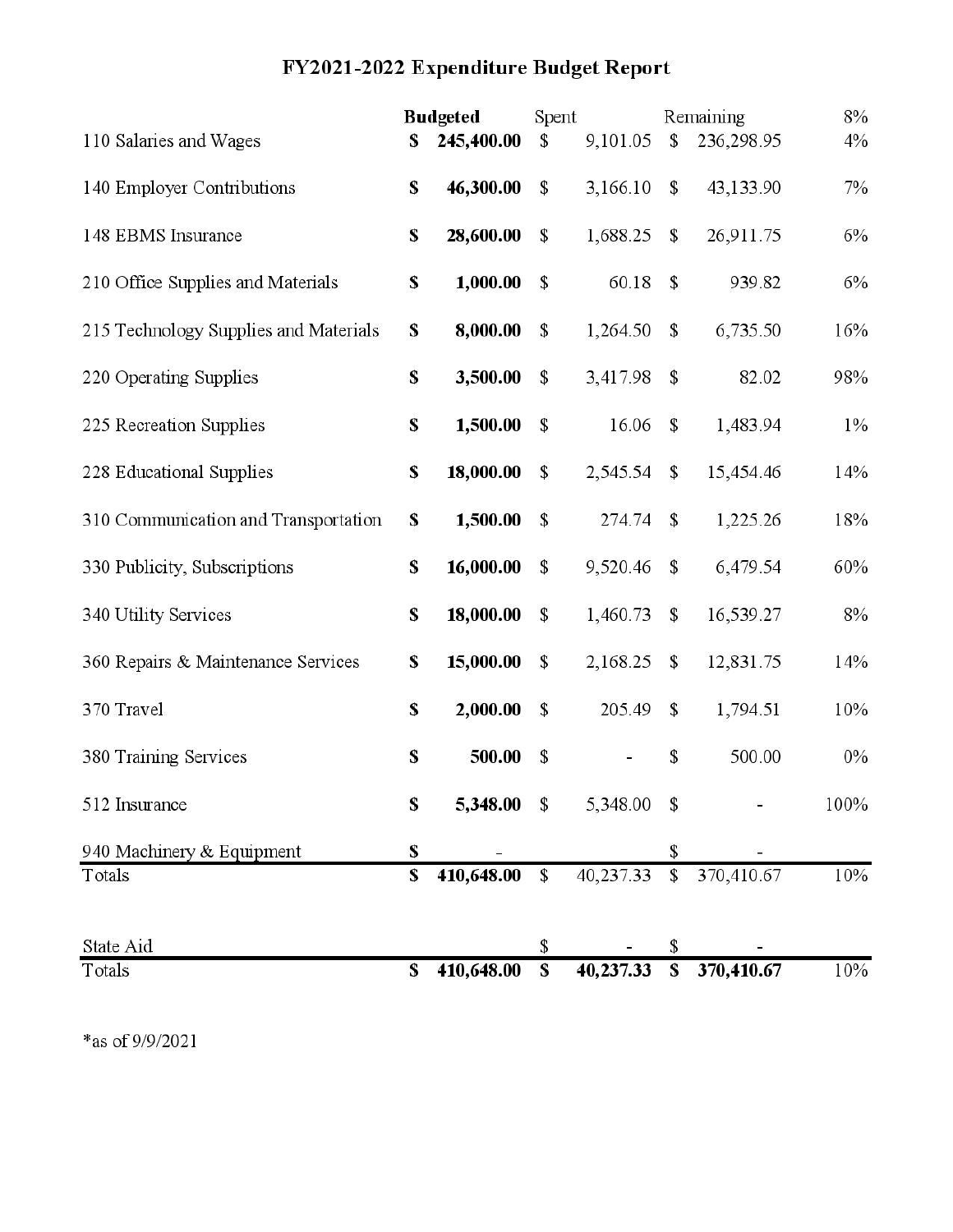# FY2021-2022 Expenditure Budget Report

| | **Budgeted** | Spent | Remaining | 8% |
|---|---|---|---|---|
| 110 Salaries and Wages | **$ 245,400.00** | $ 9,101.05 | $ 236,298.95 | 4% |
| 140 Employer Contributions | **$ 46,300.00** | $ 3,166.10 | $ 43,133.90 | 7% |
| 148 EBMS Insurance | **$ 28,600.00** | $ 1,688.25 | $ 26,911.75 | 6% |
| 210 Office Supplies and Materials | **$ 1,000.00** | $ 60.18 | $ 939.82 | 6% |
| 215 Technology Supplies and Materials | **$ 8,000.00** | $ 1,264.50 | $ 6,735.50 | 16% |
| 220 Operating Supplies | **$ 3,500.00** | $ 3,417.98 | $ 82.02 | 98% |
| 225 Recreation Supplies | **$ 1,500.00** | $ 16.06 | $ 1,483.94 | 1% |
| 228 Educational Supplies | **$ 18,000.00** | $ 2,545.54 | $ 15,454.46 | 14% |
| 310 Communication and Transportation | **$ 1,500.00** | $ 274.74 | $ 1,225.26 | 18% |
| 330 Publicity, Subscriptions | **$ 16,000.00** | $ 9,520.46 | $ 6,479.54 | 60% |
| 340 Utility Services | **$ 18,000.00** | $ 1,460.73 | $ 16,539.27 | 8% |
| 360 Repairs & Maintenance Services | **$ 15,000.00** | $ 2,168.25 | $ 12,831.75 | 14% |
| 370 Travel | **$ 2,000.00** | $ 205.49 | $ 1,794.51 | 10% |
| 380 Training Services | **$ 500.00** | $ - | $ 500.00 | 0% |
| 512 Insurance | **$ 5,348.00** | $ 5,348.00 | $ - | 100% |
| 940 Machinery & Equipment | **$ -** | | $ - | |
| Totals | **$ 410,648.00** | $ 40,237.33 | $ 370,410.67 | 10% |
| | | | | |
| State Aid | | $ - | $ - | |
| Totals | **$ 410,648.00** | **$ 40,237.33** | **$ 370,410.67** | 10% |

*as of 9/9/2021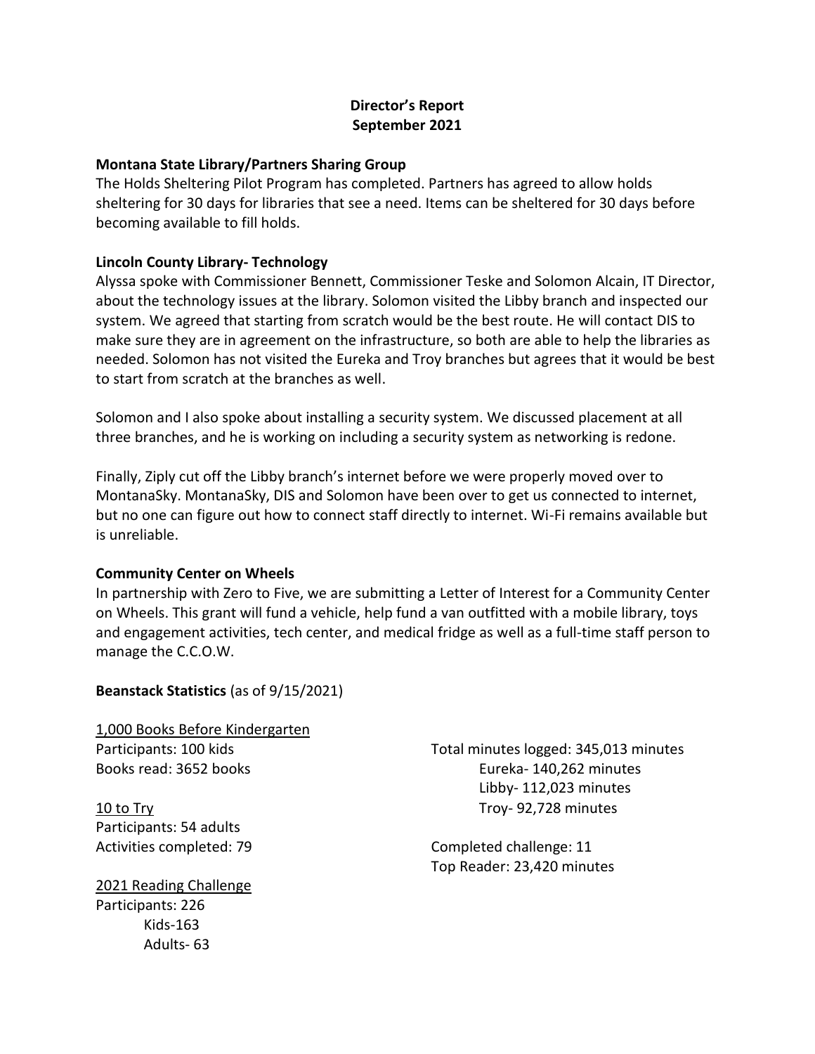# Director's Report
## September 2021

### Montana State Library/Partners Sharing Group

The Holds Sheltering Pilot Program has completed. Partners has agreed to allow holds sheltering for 30 days for libraries that see a need. Items can be sheltered for 30 days before becoming available to fill holds.

### Lincoln County Library- Technology

Alyssa spoke with Commissioner Bennett, Commissioner Teske and Solomon Alcain, IT Director, about the technology issues at the library. Solomon visited the Libby branch and inspected our system. We agreed that starting from scratch would be the best route. He will contact DIS to make sure they are in agreement on the infrastructure, so both are able to help the libraries as needed. Solomon has not visited the Eureka and Troy branches but agrees that it would be best to start from scratch at the branches as well.

Solomon and I also spoke about installing a security system. We discussed placement at all three branches, and he is working on including a security system as networking is redone.

Finally, Ziply cut off the Libby branch's internet before we were properly moved over to MontanaSky. MontanaSky, DIS and Solomon have been over to get us connected to internet, but no one can figure out how to connect staff directly to internet. Wi-Fi remains available but is unreliable.

### Community Center on Wheels

In partnership with Zero to Five, we are submitting a Letter of Interest for a Community Center on Wheels. This grant will fund a vehicle, help fund a van outfitted with a mobile library, toys and engagement activities, tech center, and medical fridge as well as a full-time staff person to manage the C.C.O.W.

### Beanstack Statistics (as of 9/15/2021)

<u>1,000 Books Before Kindergarten</u>
Participants: 100 kids
Books read: 3652 books

<u>10 to Try</u>
Participants: 54 adults
Activities completed: 79

<u>2021 Reading Challenge</u>
Participants: 226
- Kids-163
- Adults- 63

Total minutes logged: 345,013 minutes
- Eureka- 140,262 minutes
- Libby- 112,023 minutes
- Troy- 92,728 minutes

Completed challenge: 11
Top Reader: 23,420 minutes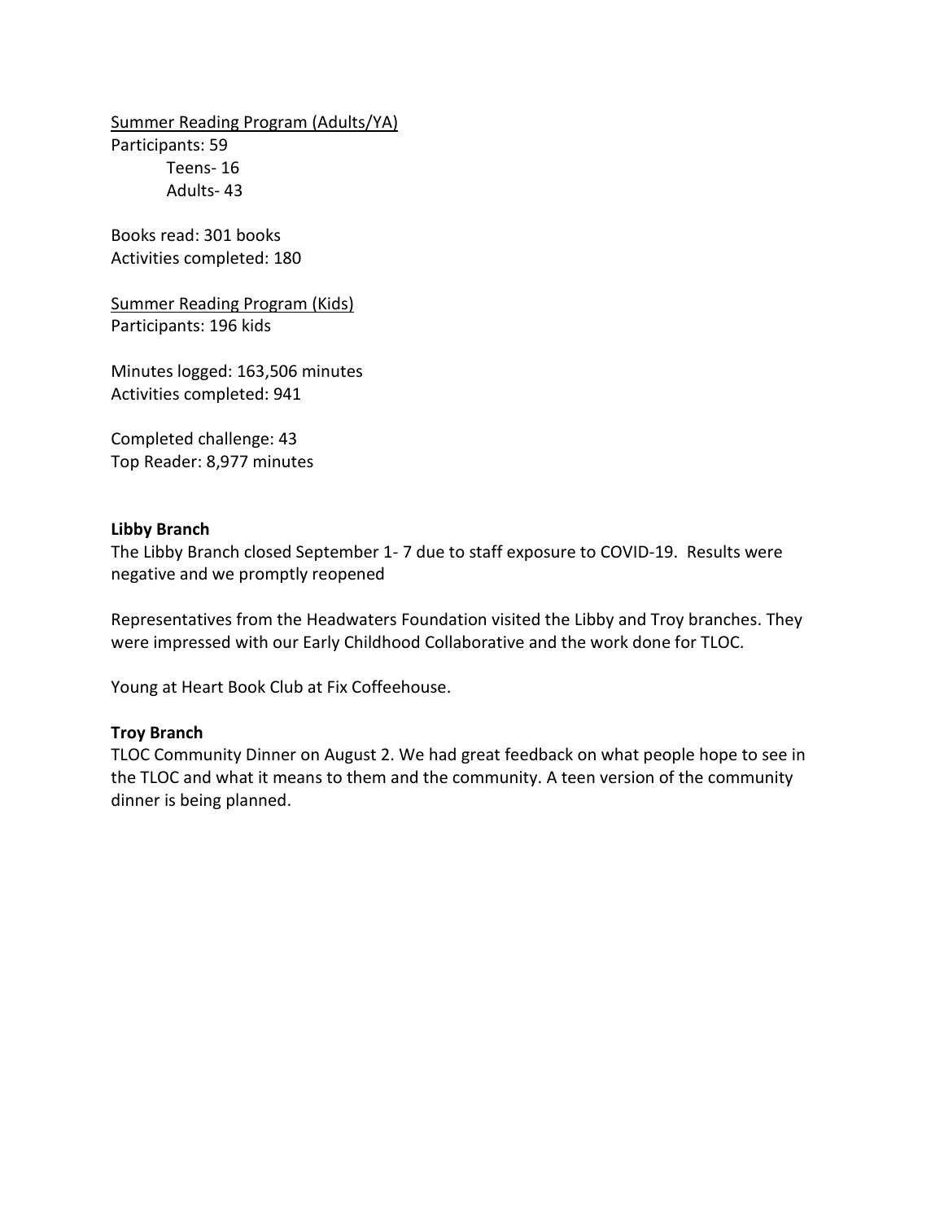Summary Reading Program (Adults/YA)

Participants: 59

- Teens- 16
- Adults- 43

Books read: 301 books

Activities completed: 180

Summer Reading Program (Kids)

Participants: 196 kids

Minutes logged: 163,506 minutes

Activities completed: 941

Completed challenge: 43

Top Reader: 8,977 minutes

**Libby Branch**

The Libby Branch closed September 1- 7 due to staff exposure to COVID-19. Results were negative and we promptly reopened

Representatives from the Headwaters Foundation visited the Libby and Troy branches. They were impressed with our Early Childhood Collaborative and the work done for TLOC.

Young at Heart Book Club at Fix Coffeehouse.

**Troy Branch**

TLOC Community Dinner on August 2. We had great feedback on what people hope to see in the TLOC and what it means to them and the community. A teen version of the community dinner is being planned.